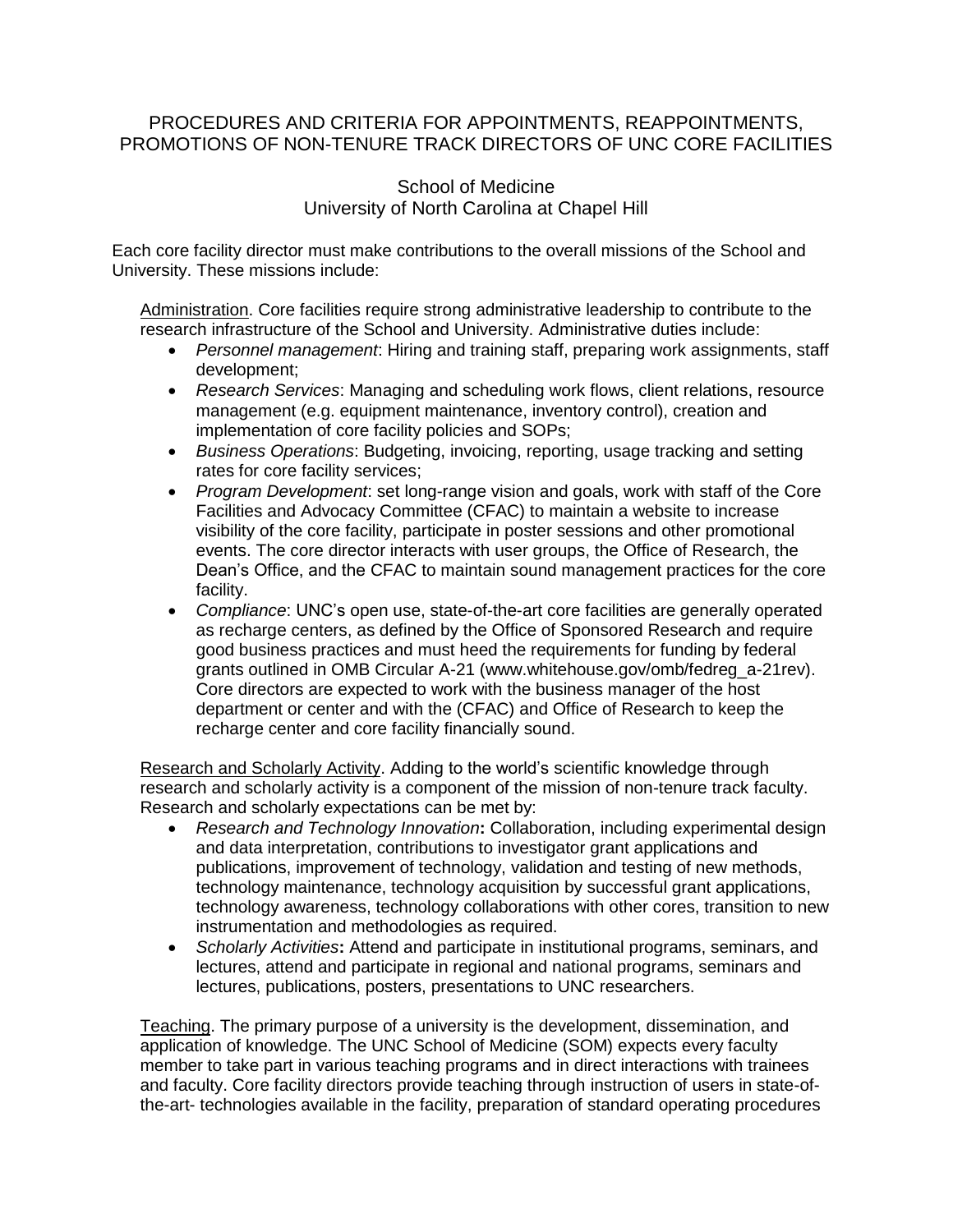# PROCEDURES AND CRITERIA FOR APPOINTMENTS, REAPPOINTMENTS, PROMOTIONS OF NON-TENURE TRACK DIRECTORS OF UNC CORE FACILITIES

School of Medicine
University of North Carolina at Chapel Hill

Each core facility director must make contributions to the overall missions of the School and University. These missions include:

Administration. Core facilities require strong administrative leadership to contribute to the research infrastructure of the School and University. Administrative duties include:

- *Personnel management*: Hiring and training staff, preparing work assignments, staff development;
- *Research Services*: Managing and scheduling work flows, client relations, resource management (e.g. equipment maintenance, inventory control), creation and implementation of core facility policies and SOPs;
- *Business Operations*: Budgeting, invoicing, reporting, usage tracking and setting rates for core facility services;
- *Program Development*: set long-range vision and goals, work with staff of the Core Facilities and Advocacy Committee (CFAC) to maintain a website to increase visibility of the core facility, participate in poster sessions and other promotional events. The core director interacts with user groups, the Office of Research, the Dean's Office, and the CFAC to maintain sound management practices for the core facility.
- *Compliance*: UNC's open use, state-of-the-art core facilities are generally operated as recharge centers, as defined by the Office of Sponsored Research and require good business practices and must heed the requirements for funding by federal grants outlined in OMB Circular A-21 (www.whitehouse.gov/omb/fedreg_a-21rev). Core directors are expected to work with the business manager of the host department or center and with the (CFAC) and Office of Research to keep the recharge center and core facility financially sound.

Research and Scholarly Activity. Adding to the world's scientific knowledge through research and scholarly activity is a component of the mission of non-tenure track faculty. Research and scholarly expectations can be met by:

- *Research and Technology Innovation*: Collaboration, including experimental design and data interpretation, contributions to investigator grant applications and publications, improvement of technology, validation and testing of new methods, technology maintenance, technology acquisition by successful grant applications, technology awareness, technology collaborations with other cores, transition to new instrumentation and methodologies as required.
- *Scholarly Activities*: Attend and participate in institutional programs, seminars, and lectures, attend and participate in regional and national programs, seminars and lectures, publications, posters, presentations to UNC researchers.

Teaching. The primary purpose of a university is the development, dissemination, and application of knowledge. The UNC School of Medicine (SOM) expects every faculty member to take part in various teaching programs and in direct interactions with trainees and faculty. Core facility directors provide teaching through instruction of users in state-of-the-art- technologies available in the facility, preparation of standard operating procedures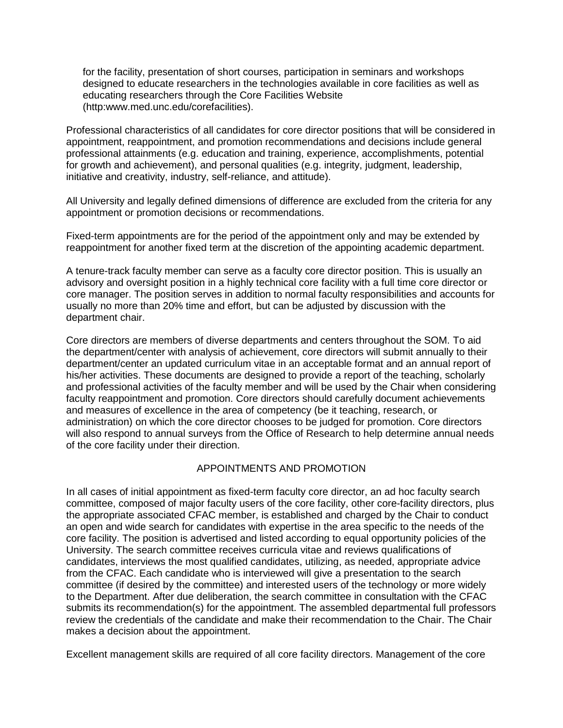for the facility, presentation of short courses, participation in seminars and workshops designed to educate researchers in the technologies available in core facilities as well as educating researchers through the Core Facilities Website (http:www.med.unc.edu/corefacilities).

Professional characteristics of all candidates for core director positions that will be considered in appointment, reappointment, and promotion recommendations and decisions include general professional attainments (e.g. education and training, experience, accomplishments, potential for growth and achievement), and personal qualities (e.g. integrity, judgment, leadership, initiative and creativity, industry, self-reliance, and attitude).

All University and legally defined dimensions of difference are excluded from the criteria for any appointment or promotion decisions or recommendations.

Fixed-term appointments are for the period of the appointment only and may be extended by reappointment for another fixed term at the discretion of the appointing academic department.

A tenure-track faculty member can serve as a faculty core director position. This is usually an advisory and oversight position in a highly technical core facility with a full time core director or core manager. The position serves in addition to normal faculty responsibilities and accounts for usually no more than 20% time and effort, but can be adjusted by discussion with the department chair.

Core directors are members of diverse departments and centers throughout the SOM. To aid the department/center with analysis of achievement, core directors will submit annually to their department/center an updated curriculum vitae in an acceptable format and an annual report of his/her activities. These documents are designed to provide a report of the teaching, scholarly and professional activities of the faculty member and will be used by the Chair when considering faculty reappointment and promotion. Core directors should carefully document achievements and measures of excellence in the area of competency (be it teaching, research, or administration) on which the core director chooses to be judged for promotion. Core directors will also respond to annual surveys from the Office of Research to help determine annual needs of the core facility under their direction.

## APPOINTMENTS AND PROMOTION

In all cases of initial appointment as fixed-term faculty core director, an ad hoc faculty search committee, composed of major faculty users of the core facility, other core-facility directors, plus the appropriate associated CFAC member, is established and charged by the Chair to conduct an open and wide search for candidates with expertise in the area specific to the needs of the core facility. The position is advertised and listed according to equal opportunity policies of the University. The search committee receives curricula vitae and reviews qualifications of candidates, interviews the most qualified candidates, utilizing, as needed, appropriate advice from the CFAC. Each candidate who is interviewed will give a presentation to the search committee (if desired by the committee) and interested users of the technology or more widely to the Department. After due deliberation, the search committee in consultation with the CFAC submits its recommendation(s) for the appointment. The assembled departmental full professors review the credentials of the candidate and make their recommendation to the Chair. The Chair makes a decision about the appointment.

Excellent management skills are required of all core facility directors. Management of the core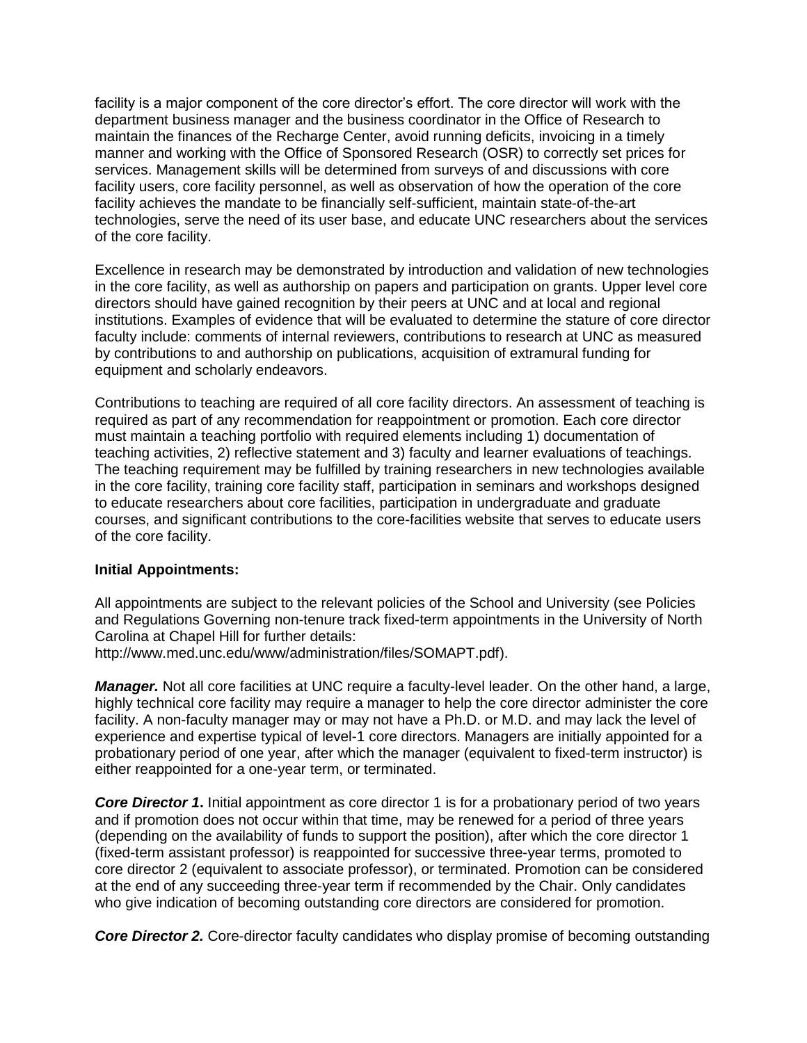facility is a major component of the core director's effort. The core director will work with the department business manager and the business coordinator in the Office of Research to maintain the finances of the Recharge Center, avoid running deficits, invoicing in a timely manner and working with the Office of Sponsored Research (OSR) to correctly set prices for services. Management skills will be determined from surveys of and discussions with core facility users, core facility personnel, as well as observation of how the operation of the core facility achieves the mandate to be financially self-sufficient, maintain state-of-the-art technologies, serve the need of its user base, and educate UNC researchers about the services of the core facility.

Excellence in research may be demonstrated by introduction and validation of new technologies in the core facility, as well as authorship on papers and participation on grants. Upper level core directors should have gained recognition by their peers at UNC and at local and regional institutions. Examples of evidence that will be evaluated to determine the stature of core director faculty include: comments of internal reviewers, contributions to research at UNC as measured by contributions to and authorship on publications, acquisition of extramural funding for equipment and scholarly endeavors.

Contributions to teaching are required of all core facility directors. An assessment of teaching is required as part of any recommendation for reappointment or promotion. Each core director must maintain a teaching portfolio with required elements including 1) documentation of teaching activities, 2) reflective statement and 3) faculty and learner evaluations of teachings. The teaching requirement may be fulfilled by training researchers in new technologies available in the core facility, training core facility staff, participation in seminars and workshops designed to educate researchers about core facilities, participation in undergraduate and graduate courses, and significant contributions to the core-facilities website that serves to educate users of the core facility.

**Initial Appointments:**

All appointments are subject to the relevant policies of the School and University (see Policies and Regulations Governing non-tenure track fixed-term appointments in the University of North Carolina at Chapel Hill for further details:
http://www.med.unc.edu/www/administration/files/SOMAPT.pdf).

***Manager.*** Not all core facilities at UNC require a faculty-level leader. On the other hand, a large, highly technical core facility may require a manager to help the core director administer the core facility. A non-faculty manager may or may not have a Ph.D. or M.D. and may lack the level of experience and expertise typical of level-1 core directors. Managers are initially appointed for a probationary period of one year, after which the manager (equivalent to fixed-term instructor) is either reappointed for a one-year term, or terminated.

***Core Director 1*.** Initial appointment as core director 1 is for a probationary period of two years and if promotion does not occur within that time, may be renewed for a period of three years (depending on the availability of funds to support the position), after which the core director 1 (fixed-term assistant professor) is reappointed for successive three-year terms, promoted to core director 2 (equivalent to associate professor), or terminated. Promotion can be considered at the end of any succeeding three-year term if recommended by the Chair. Only candidates who give indication of becoming outstanding core directors are considered for promotion.

***Core Director 2.*** Core-director faculty candidates who display promise of becoming outstanding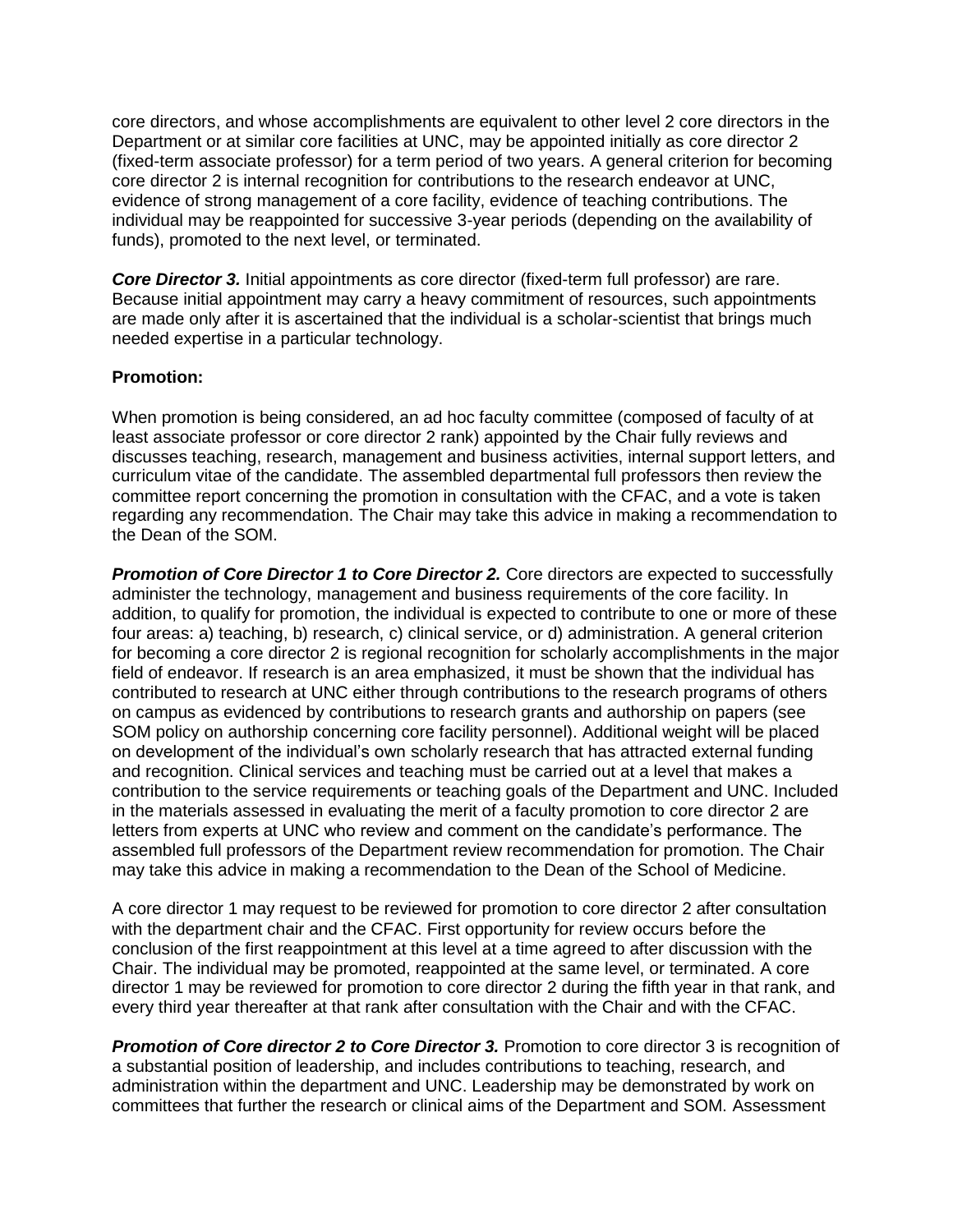core directors, and whose accomplishments are equivalent to other level 2 core directors in the Department or at similar core facilities at UNC, may be appointed initially as core director 2 (fixed-term associate professor) for a term period of two years. A general criterion for becoming core director 2 is internal recognition for contributions to the research endeavor at UNC, evidence of strong management of a core facility, evidence of teaching contributions. The individual may be reappointed for successive 3-year periods (depending on the availability of funds), promoted to the next level, or terminated.

***Core Director 3.*** Initial appointments as core director (fixed-term full professor) are rare. Because initial appointment may carry a heavy commitment of resources, such appointments are made only after it is ascertained that the individual is a scholar-scientist that brings much needed expertise in a particular technology.

**Promotion:**

When promotion is being considered, an ad hoc faculty committee (composed of faculty of at least associate professor or core director 2 rank) appointed by the Chair fully reviews and discusses teaching, research, management and business activities, internal support letters, and curriculum vitae of the candidate. The assembled departmental full professors then review the committee report concerning the promotion in consultation with the CFAC, and a vote is taken regarding any recommendation. The Chair may take this advice in making a recommendation to the Dean of the SOM.

***Promotion of Core Director 1 to Core Director 2.*** Core directors are expected to successfully administer the technology, management and business requirements of the core facility. In addition, to qualify for promotion, the individual is expected to contribute to one or more of these four areas: a) teaching, b) research, c) clinical service, or d) administration. A general criterion for becoming a core director 2 is regional recognition for scholarly accomplishments in the major field of endeavor. If research is an area emphasized, it must be shown that the individual has contributed to research at UNC either through contributions to the research programs of others on campus as evidenced by contributions to research grants and authorship on papers (see SOM policy on authorship concerning core facility personnel). Additional weight will be placed on development of the individual's own scholarly research that has attracted external funding and recognition. Clinical services and teaching must be carried out at a level that makes a contribution to the service requirements or teaching goals of the Department and UNC. Included in the materials assessed in evaluating the merit of a faculty promotion to core director 2 are letters from experts at UNC who review and comment on the candidate's performance. The assembled full professors of the Department review recommendation for promotion. The Chair may take this advice in making a recommendation to the Dean of the School of Medicine.

A core director 1 may request to be reviewed for promotion to core director 2 after consultation with the department chair and the CFAC. First opportunity for review occurs before the conclusion of the first reappointment at this level at a time agreed to after discussion with the Chair. The individual may be promoted, reappointed at the same level, or terminated. A core director 1 may be reviewed for promotion to core director 2 during the fifth year in that rank, and every third year thereafter at that rank after consultation with the Chair and with the CFAC.

***Promotion of Core director 2 to Core Director 3.*** Promotion to core director 3 is recognition of a substantial position of leadership, and includes contributions to teaching, research, and administration within the department and UNC. Leadership may be demonstrated by work on committees that further the research or clinical aims of the Department and SOM. Assessment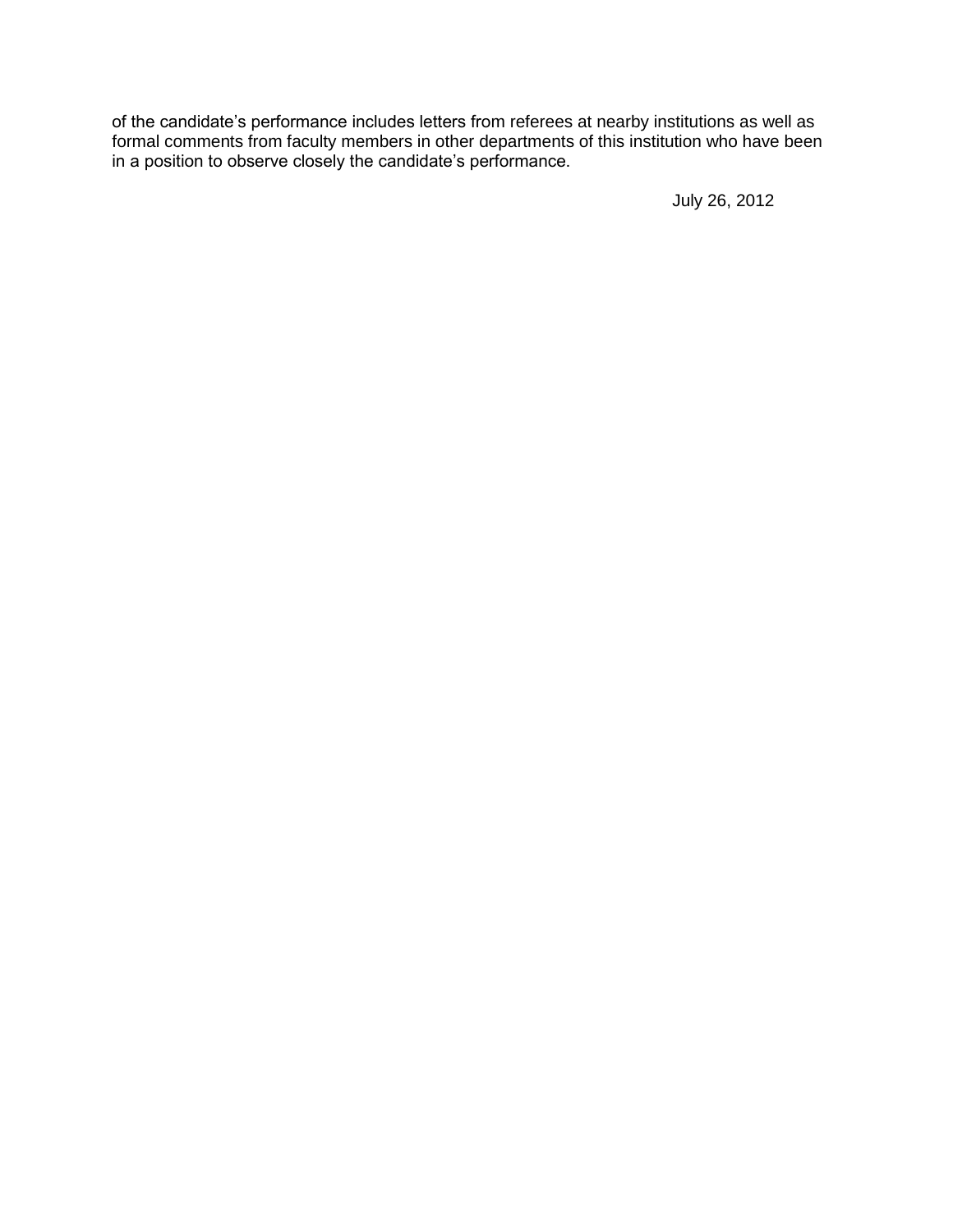of the candidate’s performance includes letters from referees at nearby institutions as well as formal comments from faculty members in other departments of this institution who have been in a position to observe closely the candidate’s performance.

July 26, 2012